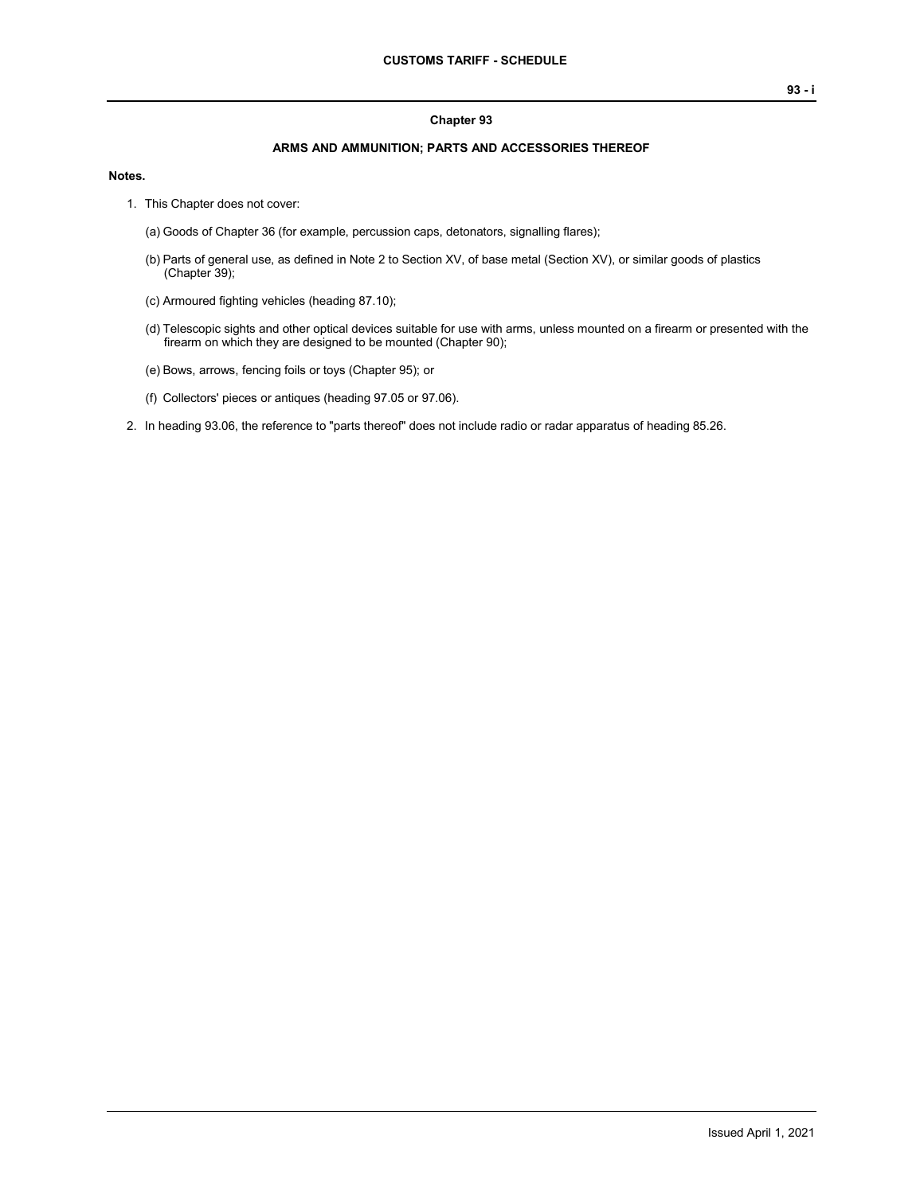# Chapter 93

## ARMS AND AMMUNITION; PARTS AND ACCESSORIES THEREOF

**Notes.**

1. This Chapter does not cover:

   (a) Goods of Chapter 36 (for example, percussion caps, detonators, signalling flares);

   (b) Parts of general use, as defined in Note 2 to Section XV, of base metal (Section XV), or similar goods of plastics (Chapter 39);

   (c) Armoured fighting vehicles (heading 87.10);

   (d) Telescopic sights and other optical devices suitable for use with arms, unless mounted on a firearm or presented with the firearm on which they are designed to be mounted (Chapter 90);

   (e) Bows, arrows, fencing foils or toys (Chapter 95); or

   (f) Collectors' pieces or antiques (heading 97.05 or 97.06).

2. In heading 93.06, the reference to "parts thereof" does not include radio or radar apparatus of heading 85.26.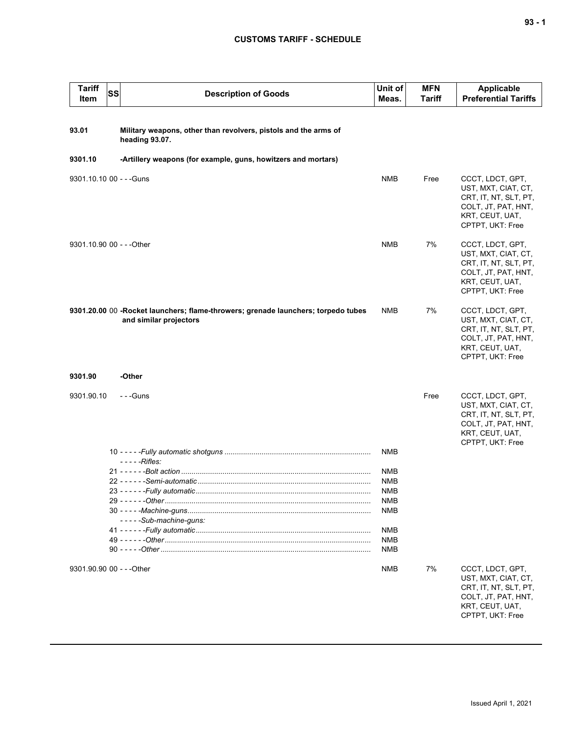| Tariff Item | SS | Description of Goods | Unit of Meas. | MFN Tariff | Applicable Preferential Tariffs |
|---|---|---|---|---|---|
| **93.01** | | **Military weapons, other than revolvers, pistols and the arms of heading 93.07.** | | | |
| **9301.10** | | **-Artillery weapons (for example, guns, howitzers and mortars)** | | | |
| 9301.10.10 | 00 | - - -Guns | NMB | Free | CCCT, LDCT, GPT, UST, MXT, CIAT, CT, CRT, IT, NT, SLT, PT, COLT, JT, PAT, HNT, KRT, CEUT, UAT, CPTPT, UKT: Free |
| 9301.10.90 | 00 | - - -Other | NMB | 7% | CCCT, LDCT, GPT, UST, MXT, CIAT, CT, CRT, IT, NT, SLT, PT, COLT, JT, PAT, HNT, KRT, CEUT, UAT, CPTPT, UKT: Free |
| **9301.20.00** | **00** | **-Rocket launchers; flame-throwers; grenade launchers; torpedo tubes and similar projectors** | NMB | 7% | CCCT, LDCT, GPT, UST, MXT, CIAT, CT, CRT, IT, NT, SLT, PT, COLT, JT, PAT, HNT, KRT, CEUT, UAT, CPTPT, UKT: Free |
| **9301.90** | | **-Other** | | | |
| 9301.90.10 | | - - -Guns | | Free | CCCT, LDCT, GPT, UST, MXT, CIAT, CT, CRT, IT, NT, SLT, PT, COLT, JT, PAT, HNT, KRT, CEUT, UAT, CPTPT, UKT: Free |
| | 10 | - - - - -*Fully automatic shotguns* | NMB | | |
| | | - - - - -*Rifles:* | | | |
| | 21 | - - - - - -*Bolt action* | NMB | | |
| | 22 | - - - - - -*Semi-automatic* | NMB | | |
| | 23 | - - - - - -*Fully automatic* | NMB | | |
| | 29 | - - - - - -*Other* | NMB | | |
| | 30 | - - - - -*Machine-guns* | NMB | | |
| | | - - - - -*Sub-machine-guns:* | | | |
| | 41 | - - - - - -*Fully automatic* | NMB | | |
| | 49 | - - - - - -*Other* | NMB | | |
| | 90 | - - - - -*Other* | NMB | | |
| 9301.90.90 | 00 | - - -Other | NMB | 7% | CCCT, LDCT, GPT, UST, MXT, CIAT, CT, CRT, IT, NT, SLT, PT, COLT, JT, PAT, HNT, KRT, CEUT, UAT, CPTPT, UKT: Free |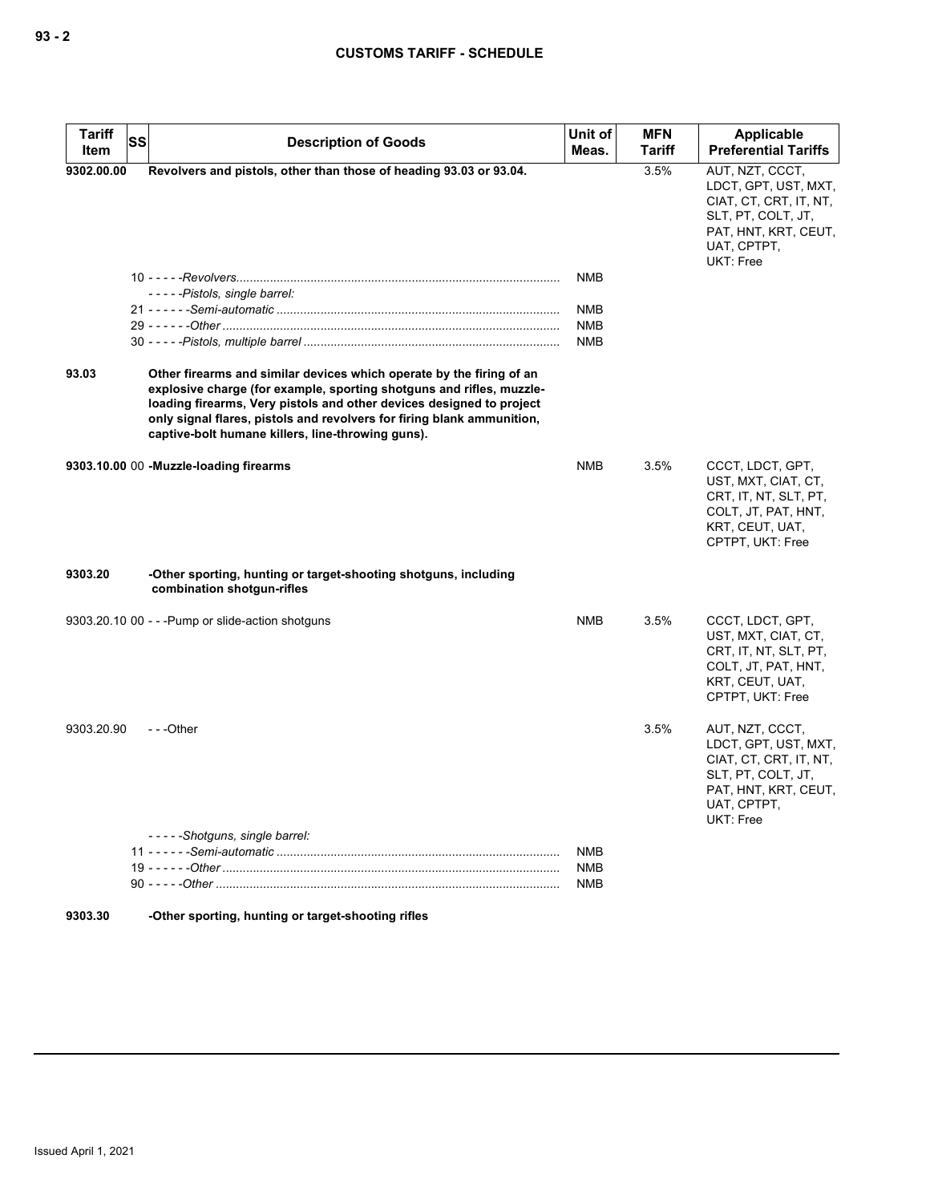| Tariff Item | SS | Description of Goods | Unit of Meas. | MFN Tariff | Applicable Preferential Tariffs |
|---|---|---|---|---|---|
| **9302.00.00** | | **Revolvers and pistols, other than those of heading 93.03 or 93.04.** | | 3.5% | AUT, NZT, CCCT, LDCT, GPT, UST, MXT, CIAT, CT, CRT, IT, NT, SLT, PT, COLT, JT, PAT, HNT, KRT, CEUT, UAT, CPTPT, UKT: Free |
| | | 10 - - - - -*Revolvers* | NMB | | |
| | | - - - - -*Pistols, single barrel:* | | | |
| | | 21 - - - - - -*Semi-automatic* | NMB | | |
| | | 29 - - - - - -*Other* | NMB | | |
| | | 30 - - - - -*Pistols, multiple barrel* | NMB | | |
| **93.03** | | **Other firearms and similar devices which operate by the firing of an explosive charge (for example, sporting shotguns and rifles, muzzle-loading firearms, Very pistols and other devices designed to project only signal flares, pistols and revolvers for firing blank ammunition, captive-bolt humane killers, line-throwing guns).** | | | |
| **9303.10.00** | 00 | **-Muzzle-loading firearms** | NMB | 3.5% | CCCT, LDCT, GPT, UST, MXT, CIAT, CT, CRT, IT, NT, SLT, PT, COLT, JT, PAT, HNT, KRT, CEUT, UAT, CPTPT, UKT: Free |
| **9303.20** | | **-Other sporting, hunting or target-shooting shotguns, including combination shotgun-rifles** | | | |
| 9303.20.10 | 00 | - - -Pump or slide-action shotguns | NMB | 3.5% | CCCT, LDCT, GPT, UST, MXT, CIAT, CT, CRT, IT, NT, SLT, PT, COLT, JT, PAT, HNT, KRT, CEUT, UAT, CPTPT, UKT: Free |
| 9303.20.90 | | - - -Other | | 3.5% | AUT, NZT, CCCT, LDCT, GPT, UST, MXT, CIAT, CT, CRT, IT, NT, SLT, PT, COLT, JT, PAT, HNT, KRT, CEUT, UAT, CPTPT, UKT: Free |
| | | - - - - -*Shotguns, single barrel:* | | | |
| | | 11 - - - - - -*Semi-automatic* | NMB | | |
| | | 19 - - - - - -*Other* | NMB | | |
| | | 90 - - - - -*Other* | NMB | | |
| **9303.30** | | **-Other sporting, hunting or target-shooting rifles** | | | |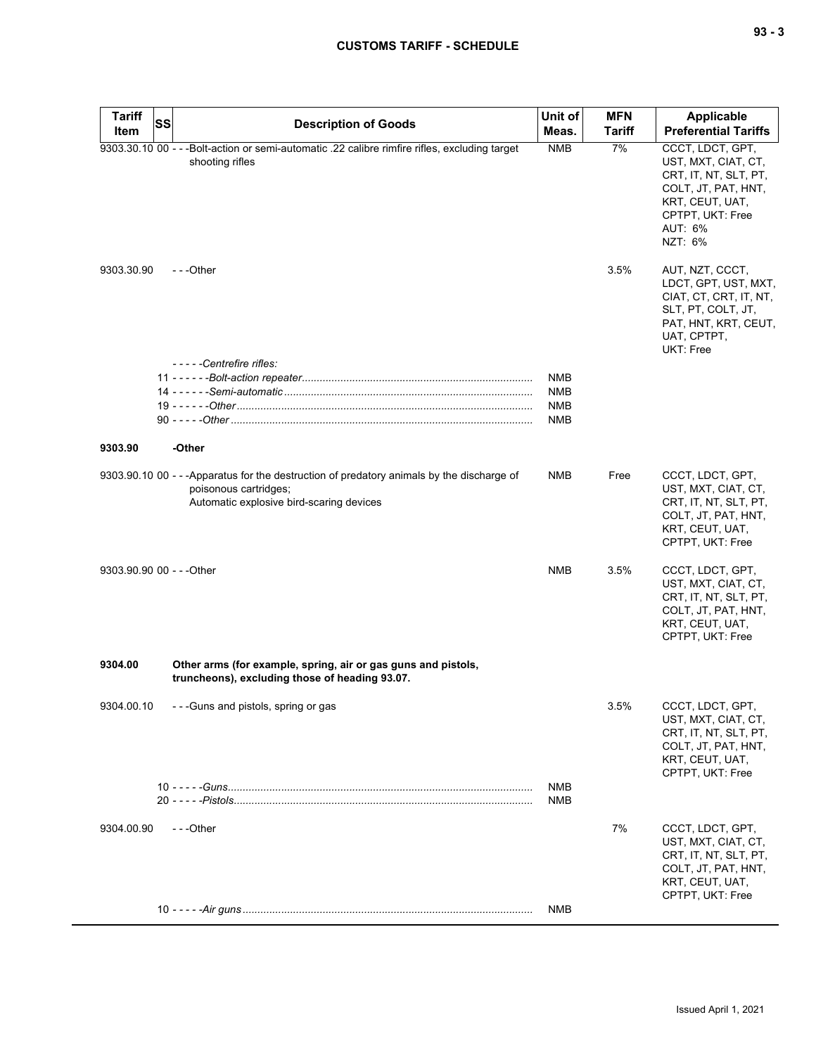| Tariff Item | SS | Description of Goods | Unit of Meas. | MFN Tariff | Applicable Preferential Tariffs |
|---|---|---|---|---|---|
| 9303.30.10 | 00 | - - -Bolt-action or semi-automatic .22 calibre rimfire rifles, excluding target shooting rifles | NMB | 7% | CCCT, LDCT, GPT, UST, MXT, CIAT, CT, CRT, IT, NT, SLT, PT, COLT, JT, PAT, HNT, KRT, CEUT, UAT, CPTPT, UKT: Free<br>AUT: 6%<br>NZT: 6% |
| 9303.30.90 | | - - -Other | | 3.5% | AUT, NZT, CCCT, LDCT, GPT, UST, MXT, CIAT, CT, CRT, IT, NT, SLT, PT, COLT, JT, PAT, HNT, KRT, CEUT, UAT, CPTPT, UKT: Free |
| | | - - - - -*Centrefire rifles:* | | | |
| | 11 | - - - - - -*Bolt-action repeater* | NMB | | |
| | 14 | - - - - - -*Semi-automatic* | NMB | | |
| | 19 | - - - - - -*Other* | NMB | | |
| | 90 | - - - - -*Other* | NMB | | |
| **9303.90** | | **-Other** | | | |
| 9303.90.10 | 00 | - - -Apparatus for the destruction of predatory animals by the discharge of poisonous cartridges;<br>Automatic explosive bird-scaring devices | NMB | Free | CCCT, LDCT, GPT, UST, MXT, CIAT, CT, CRT, IT, NT, SLT, PT, COLT, JT, PAT, HNT, KRT, CEUT, UAT, CPTPT, UKT: Free |
| 9303.90.90 | 00 | - - -Other | NMB | 3.5% | CCCT, LDCT, GPT, UST, MXT, CIAT, CT, CRT, IT, NT, SLT, PT, COLT, JT, PAT, HNT, KRT, CEUT, UAT, CPTPT, UKT: Free |
| **9304.00** | | **Other arms (for example, spring, air or gas guns and pistols, truncheons), excluding those of heading 93.07.** | | | |
| 9304.00.10 | | - - -Guns and pistols, spring or gas | | 3.5% | CCCT, LDCT, GPT, UST, MXT, CIAT, CT, CRT, IT, NT, SLT, PT, COLT, JT, PAT, HNT, KRT, CEUT, UAT, CPTPT, UKT: Free |
| | 10 | - - - - -*Guns* | NMB | | |
| | 20 | - - - - -*Pistols* | NMB | | |
| 9304.00.90 | | - - -Other | | 7% | CCCT, LDCT, GPT, UST, MXT, CIAT, CT, CRT, IT, NT, SLT, PT, COLT, JT, PAT, HNT, KRT, CEUT, UAT, CPTPT, UKT: Free |
| | 10 | - - - - -*Air guns* | NMB | | |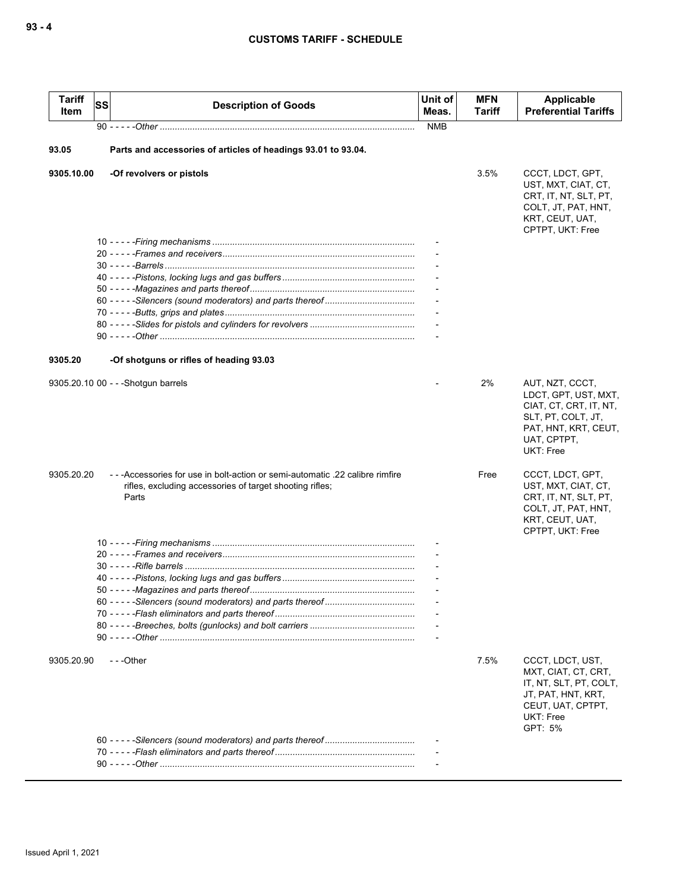| Tariff Item | SS | Description of Goods | Unit of Meas. | MFN Tariff | Applicable Preferential Tariffs |
|---|---|---|---|---|---|
| | | 90 - - - - -*Other* | NMB | | |
| **93.05** | | **Parts and accessories of articles of headings 93.01 to 93.04.** | | | |
| **9305.10.00** | | **-Of revolvers or pistols** | | 3.5% | CCCT, LDCT, GPT, UST, MXT, CIAT, CT, CRT, IT, NT, SLT, PT, COLT, JT, PAT, HNT, KRT, CEUT, UAT, CPTPT, UKT: Free |
| | | 10 - - - - -*Firing mechanisms* | - | | |
| | | 20 - - - - -*Frames and receivers* | - | | |
| | | 30 - - - - -*Barrels* | - | | |
| | | 40 - - - - -*Pistons, locking lugs and gas buffers* | - | | |
| | | 50 - - - - -*Magazines and parts thereof* | - | | |
| | | 60 - - - - -*Silencers (sound moderators) and parts thereof* | - | | |
| | | 70 - - - - -*Butts, grips and plates* | - | | |
| | | 80 - - - - -*Slides for pistols and cylinders for revolvers* | - | | |
| | | 90 - - - - -*Other* | - | | |
| **9305.20** | | **-Of shotguns or rifles of heading 93.03** | | | |
| 9305.20.10 | 00 | - - -Shotgun barrels | - | 2% | AUT, NZT, CCCT, LDCT, GPT, UST, MXT, CIAT, CT, CRT, IT, NT, SLT, PT, COLT, JT, PAT, HNT, KRT, CEUT, UAT, CPTPT, UKT: Free |
| 9305.20.20 | | - - -Accessories for use in bolt-action or semi-automatic .22 calibre rimfire rifles, excluding accessories of target shooting rifles; Parts | | Free | CCCT, LDCT, GPT, UST, MXT, CIAT, CT, CRT, IT, NT, SLT, PT, COLT, JT, PAT, HNT, KRT, CEUT, UAT, CPTPT, UKT: Free |
| | | 10 - - - - -*Firing mechanisms* | - | | |
| | | 20 - - - - -*Frames and receivers* | - | | |
| | | 30 - - - - -*Rifle barrels* | - | | |
| | | 40 - - - - -*Pistons, locking lugs and gas buffers* | - | | |
| | | 50 - - - - -*Magazines and parts thereof* | - | | |
| | | 60 - - - - -*Silencers (sound moderators) and parts thereof* | - | | |
| | | 70 - - - - -*Flash eliminators and parts thereof* | - | | |
| | | 80 - - - - -*Breeches, bolts (gunlocks) and bolt carriers* | - | | |
| | | 90 - - - - -*Other* | - | | |
| 9305.20.90 | | - - -Other | | 7.5% | CCCT, LDCT, UST, MXT, CIAT, CT, CRT, IT, NT, SLT, PT, COLT, JT, PAT, HNT, KRT, CEUT, UAT, CPTPT, UKT: Free<br>GPT: 5% |
| | | 60 - - - - -*Silencers (sound moderators) and parts thereof* | - | | |
| | | 70 - - - - -*Flash eliminators and parts thereof* | - | | |
| | | 90 - - - - -*Other* | - | | |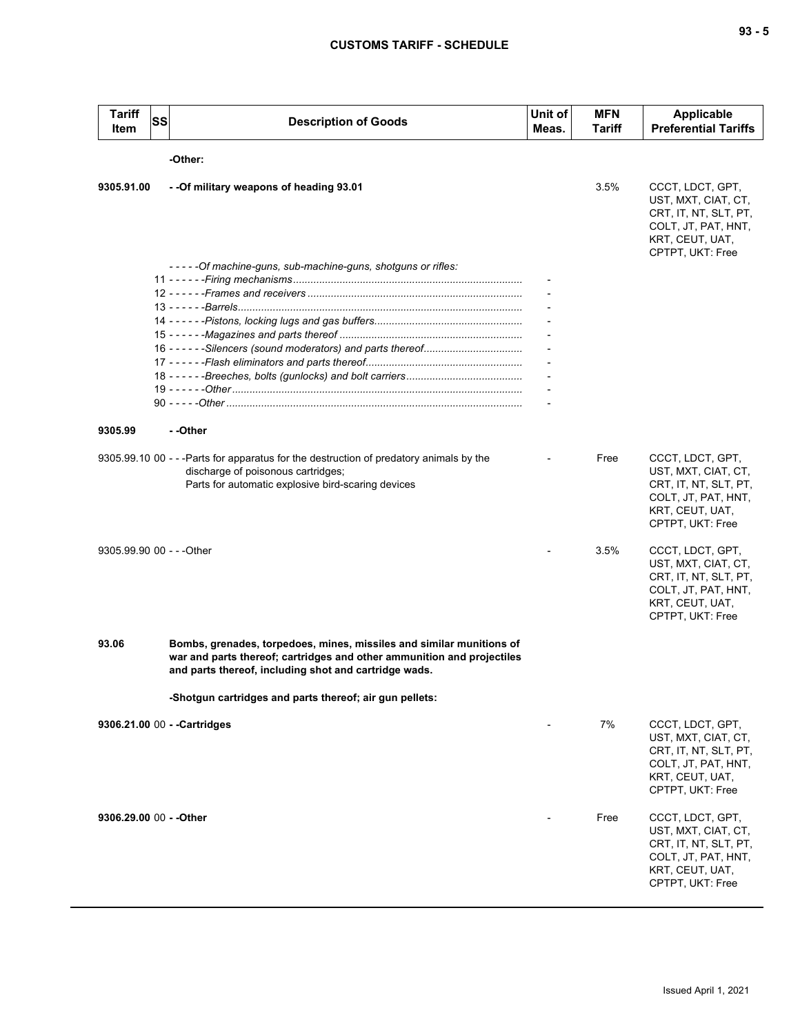| Tariff Item | SS | Description of Goods | Unit of Meas. | MFN Tariff | Applicable Preferential Tariffs |
|---|---|---|---|---|---|
| | | **-Other:** | | | |
| **9305.91.00** | | **- -Of military weapons of heading 93.01** | | 3.5% | CCCT, LDCT, GPT, UST, MXT, CIAT, CT, CRT, IT, NT, SLT, PT, COLT, JT, PAT, HNT, KRT, CEUT, UAT, CPTPT, UKT: Free |
| | | *- - - - -Of machine-guns, sub-machine-guns, shotguns or rifles:* | | | |
| | 11 | *- - - - - -Firing mechanisms* | - | | |
| | 12 | *- - - - - -Frames and receivers* | - | | |
| | 13 | *- - - - - -Barrels* | - | | |
| | 14 | *- - - - - -Pistons, locking lugs and gas buffers* | - | | |
| | 15 | *- - - - - -Magazines and parts thereof* | - | | |
| | 16 | *- - - - - -Silencers (sound moderators) and parts thereof* | - | | |
| | 17 | *- - - - - -Flash eliminators and parts thereof* | - | | |
| | 18 | *- - - - - -Breeches, bolts (gunlocks) and bolt carriers* | - | | |
| | 19 | *- - - - - -Other* | - | | |
| | 90 | *- - - - -Other* | - | | |
| **9305.99** | | **- -Other** | | | |
| 9305.99.10 | 00 | - - -Parts for apparatus for the destruction of predatory animals by the discharge of poisonous cartridges;<br>Parts for automatic explosive bird-scaring devices | - | Free | CCCT, LDCT, GPT, UST, MXT, CIAT, CT, CRT, IT, NT, SLT, PT, COLT, JT, PAT, HNT, KRT, CEUT, UAT, CPTPT, UKT: Free |
| 9305.99.90 | 00 | - - -Other | - | 3.5% | CCCT, LDCT, GPT, UST, MXT, CIAT, CT, CRT, IT, NT, SLT, PT, COLT, JT, PAT, HNT, KRT, CEUT, UAT, CPTPT, UKT: Free |
| **93.06** | | **Bombs, grenades, torpedoes, mines, missiles and similar munitions of war and parts thereof; cartridges and other ammunition and projectiles and parts thereof, including shot and cartridge wads.** | | | |
| | | **-Shotgun cartridges and parts thereof; air gun pellets:** | | | |
| **9306.21.00** | 00 | **- -Cartridges** | - | 7% | CCCT, LDCT, GPT, UST, MXT, CIAT, CT, CRT, IT, NT, SLT, PT, COLT, JT, PAT, HNT, KRT, CEUT, UAT, CPTPT, UKT: Free |
| **9306.29.00** | 00 | **- -Other** | - | Free | CCCT, LDCT, GPT, UST, MXT, CIAT, CT, CRT, IT, NT, SLT, PT, COLT, JT, PAT, HNT, KRT, CEUT, UAT, CPTPT, UKT: Free |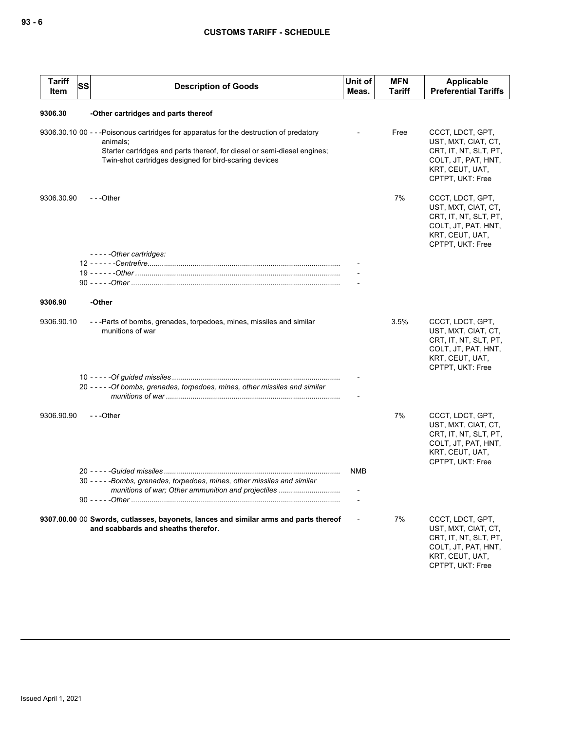| Tariff Item | SS | Description of Goods | Unit of Meas. | MFN Tariff | Applicable Preferential Tariffs |
|---|---|---|---|---|---|
| **9306.30** | | **-Other cartridges and parts thereof** | | | |
| 9306.30.10 | 00 | - - -Poisonous cartridges for apparatus for the destruction of predatory animals;<br>Starter cartridges and parts thereof, for diesel or semi-diesel engines;<br>Twin-shot cartridges designed for bird-scaring devices | - | Free | CCCT, LDCT, GPT, UST, MXT, CIAT, CT, CRT, IT, NT, SLT, PT, COLT, JT, PAT, HNT, KRT, CEUT, UAT, CPTPT, UKT: Free |
| 9306.30.90 | | - - -Other | | 7% | CCCT, LDCT, GPT, UST, MXT, CIAT, CT, CRT, IT, NT, SLT, PT, COLT, JT, PAT, HNT, KRT, CEUT, UAT, CPTPT, UKT: Free |
| | | *- - - - -Other cartridges:* | | | |
| | 12 | *- - - - - -Centrefire* | - | | |
| | 19 | *- - - - - -Other* | - | | |
| | 90 | *- - - - -Other* | - | | |
| **9306.90** | | **-Other** | | | |
| 9306.90.10 | | - - -Parts of bombs, grenades, torpedoes, mines, missiles and similar munitions of war | | 3.5% | CCCT, LDCT, GPT, UST, MXT, CIAT, CT, CRT, IT, NT, SLT, PT, COLT, JT, PAT, HNT, KRT, CEUT, UAT, CPTPT, UKT: Free |
| | 10 | *- - - - -Of guided missiles* | - | | |
| | 20 | *- - - - -Of bombs, grenades, torpedoes, mines, other missiles and similar munitions of war* | - | | |
| 9306.90.90 | | - - -Other | | 7% | CCCT, LDCT, GPT, UST, MXT, CIAT, CT, CRT, IT, NT, SLT, PT, COLT, JT, PAT, HNT, KRT, CEUT, UAT, CPTPT, UKT: Free |
| | 20 | *- - - - -Guided missiles* | NMB | | |
| | 30 | *- - - - -Bombs, grenades, torpedoes, mines, other missiles and similar munitions of war; Other ammunition and projectiles* | - | | |
| | 90 | *- - - - -Other* | - | | |
| **9307.00.00** | 00 | **Swords, cutlasses, bayonets, lances and similar arms and parts thereof and scabbards and sheaths therefor.** | - | 7% | CCCT, LDCT, GPT, UST, MXT, CIAT, CT, CRT, IT, NT, SLT, PT, COLT, JT, PAT, HNT, KRT, CEUT, UAT, CPTPT, UKT: Free |